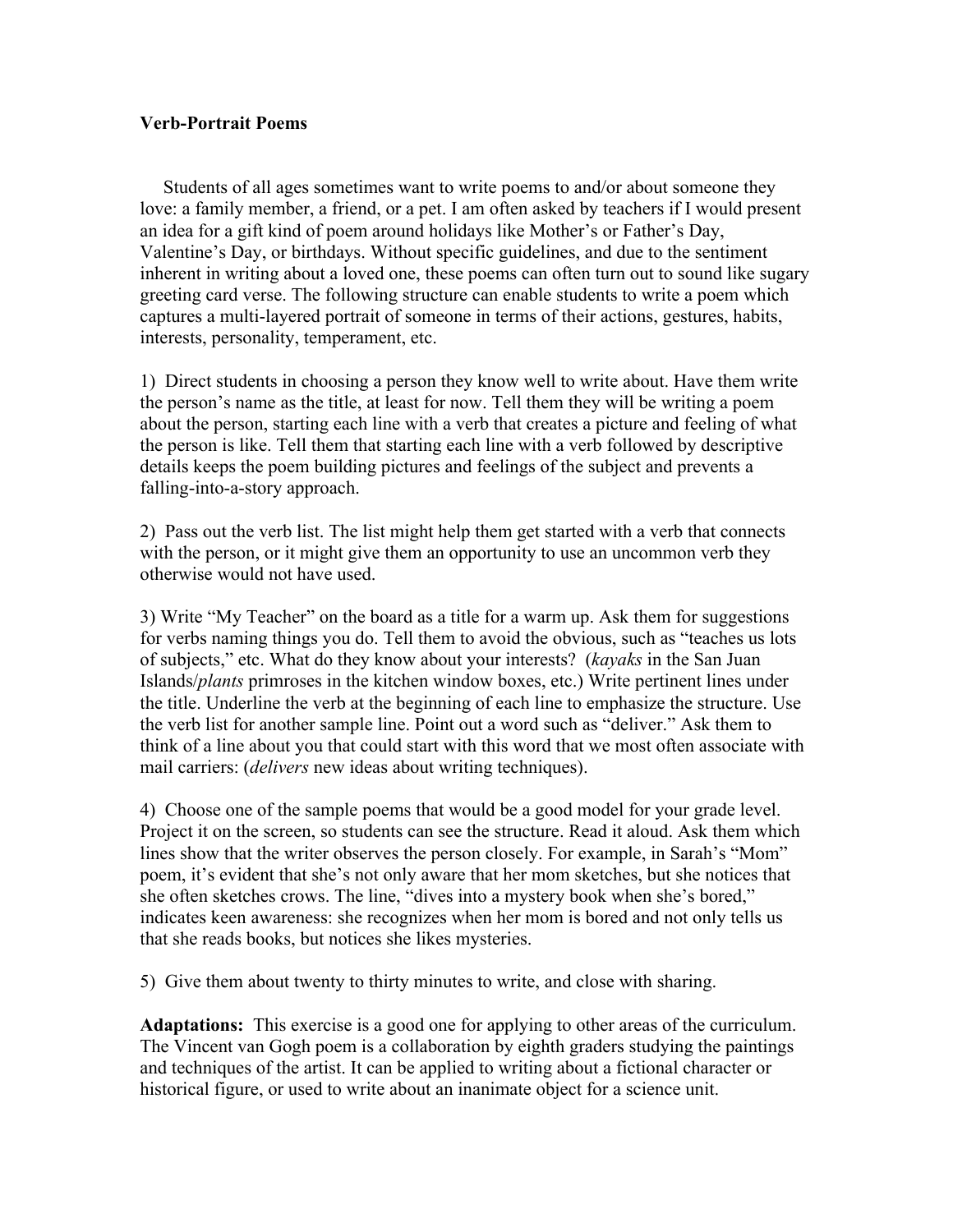# Verb-Portrait Poems

Students of all ages sometimes want to write poems to and/or about someone they love: a family member, a friend, or a pet. I am often asked by teachers if I would present an idea for a gift kind of poem around holidays like Mother's or Father's Day, Valentine's Day, or birthdays. Without specific guidelines, and due to the sentiment inherent in writing about a loved one, these poems can often turn out to sound like sugary greeting card verse. The following structure can enable students to write a poem which captures a multi-layered portrait of someone in terms of their actions, gestures, habits, interests, personality, temperament, etc.

1) Direct students in choosing a person they know well to write about. Have them write the person's name as the title, at least for now. Tell them they will be writing a poem about the person, starting each line with a verb that creates a picture and feeling of what the person is like. Tell them that starting each line with a verb followed by descriptive details keeps the poem building pictures and feelings of the subject and prevents a falling-into-a-story approach.

2) Pass out the verb list. The list might help them get started with a verb that connects with the person, or it might give them an opportunity to use an uncommon verb they otherwise would not have used.

3) Write "My Teacher" on the board as a title for a warm up. Ask them for suggestions for verbs naming things you do. Tell them to avoid the obvious, such as "teaches us lots of subjects," etc. What do they know about your interests? (*kayaks* in the San Juan Islands/*plants* primroses in the kitchen window boxes, etc.) Write pertinent lines under the title. Underline the verb at the beginning of each line to emphasize the structure. Use the verb list for another sample line. Point out a word such as "deliver." Ask them to think of a line about you that could start with this word that we most often associate with mail carriers: (*delivers* new ideas about writing techniques).

4) Choose one of the sample poems that would be a good model for your grade level. Project it on the screen, so students can see the structure. Read it aloud. Ask them which lines show that the writer observes the person closely. For example, in Sarah's "Mom" poem, it's evident that she's not only aware that her mom sketches, but she notices that she often sketches crows. The line, "dives into a mystery book when she's bored," indicates keen awareness: she recognizes when her mom is bored and not only tells us that she reads books, but notices she likes mysteries.

5) Give them about twenty to thirty minutes to write, and close with sharing.

**Adaptations:** This exercise is a good one for applying to other areas of the curriculum. The Vincent van Gogh poem is a collaboration by eighth graders studying the paintings and techniques of the artist. It can be applied to writing about a fictional character or historical figure, or used to write about an inanimate object for a science unit.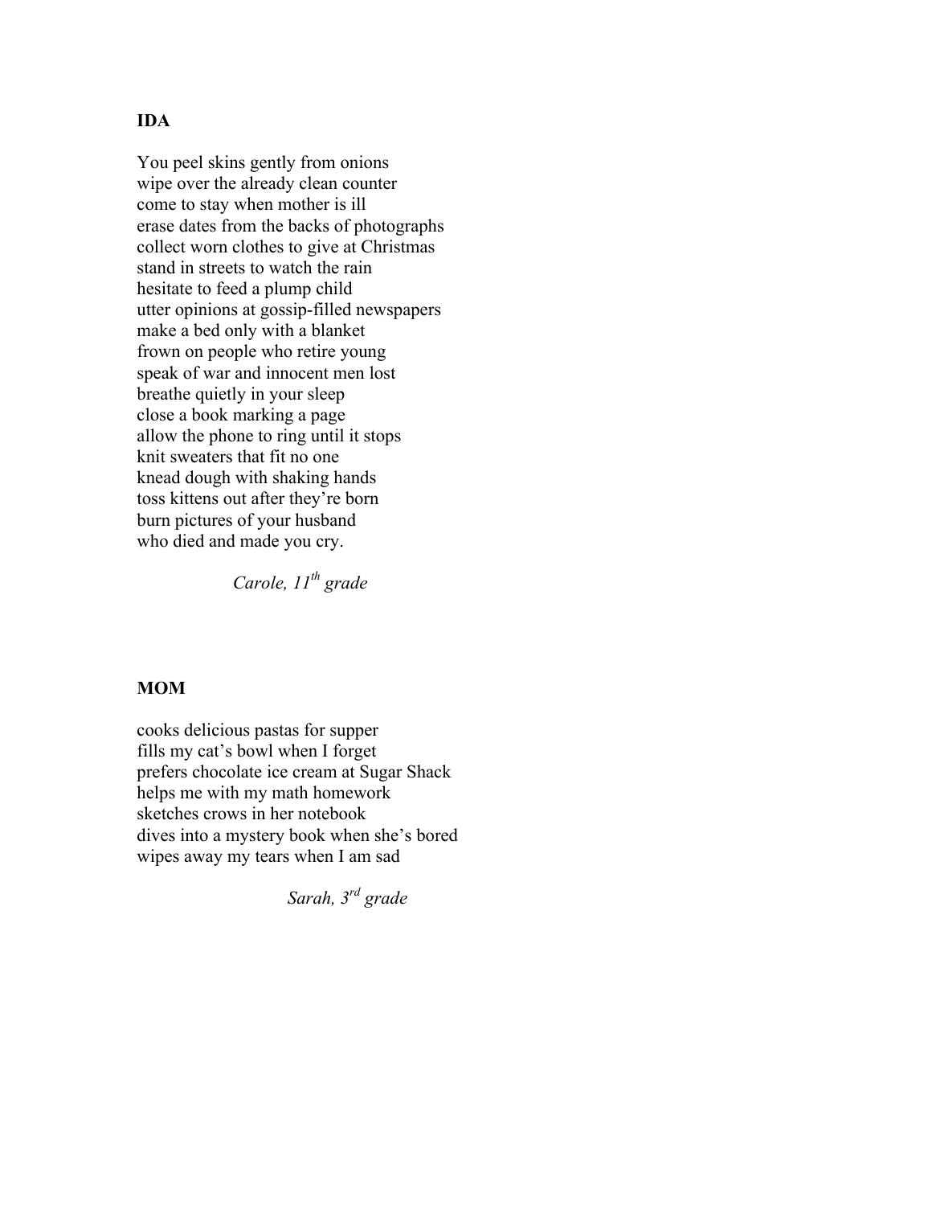**IDA**

You peel skins gently from onions  
wipe over the already clean counter  
come to stay when mother is ill  
erase dates from the backs of photographs  
collect worn clothes to give at Christmas  
stand in streets to watch the rain  
hesitate to feed a plump child  
utter opinions at gossip-filled newspapers  
make a bed only with a blanket  
frown on people who retire young  
speak of war and innocent men lost  
breathe quietly in your sleep  
close a book marking a page  
allow the phone to ring until it stops  
knit sweaters that fit no one  
knead dough with shaking hands  
toss kittens out after they're born  
burn pictures of your husband  
who died and made you cry.

*Carole, 11th grade*

**MOM**

cooks delicious pastas for supper  
fills my cat's bowl when I forget  
prefers chocolate ice cream at Sugar Shack  
helps me with my math homework  
sketches crows in her notebook  
dives into a mystery book when she's bored  
wipes away my tears when I am sad

*Sarah, 3rd grade*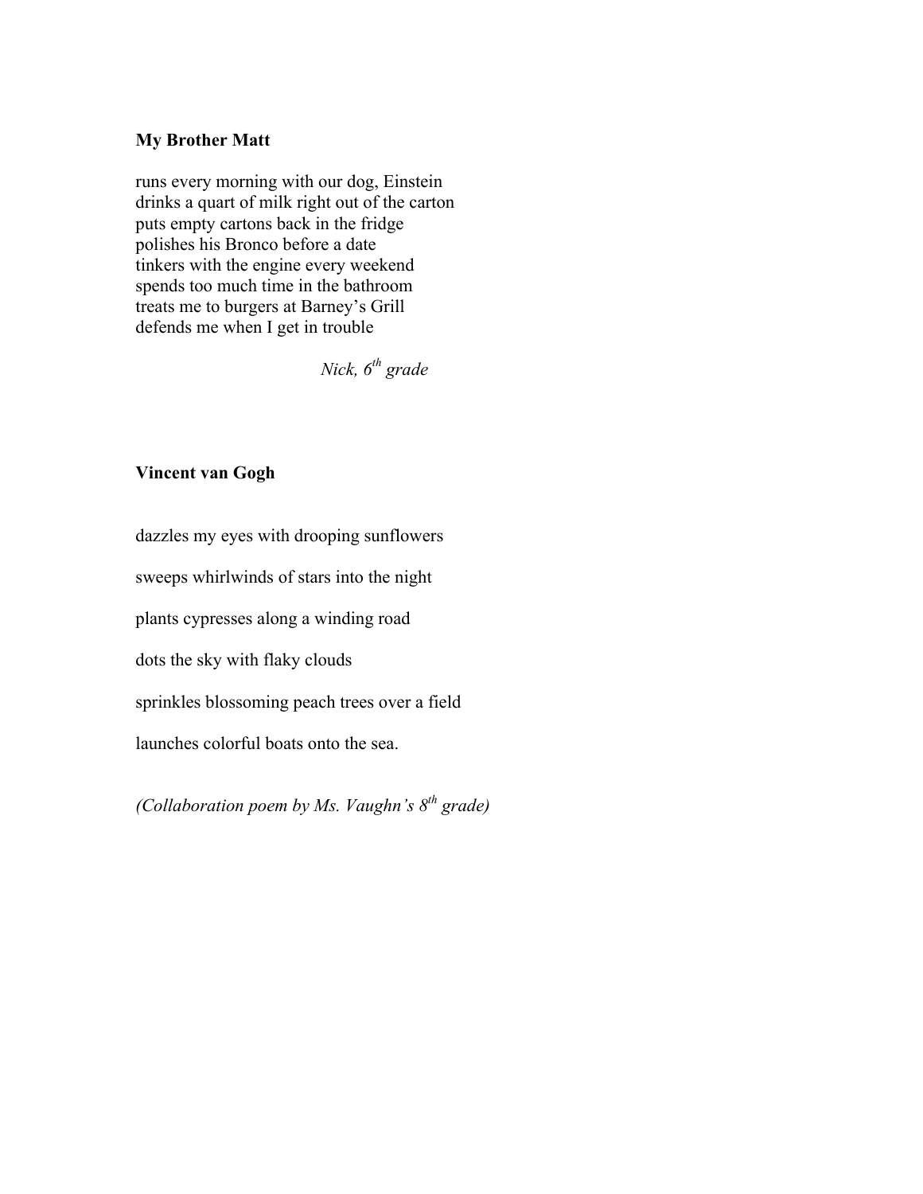**My Brother Matt**

runs every morning with our dog, Einstein
drinks a quart of milk right out of the carton
puts empty cartons back in the fridge
polishes his Bronco before a date
tinkers with the engine every weekend
spends too much time in the bathroom
treats me to burgers at Barney's Grill
defends me when I get in trouble

*Nick, 6th grade*

**Vincent van Gogh**

dazzles my eyes with drooping sunflowers

sweeps whirlwinds of stars into the night

plants cypresses along a winding road

dots the sky with flaky clouds

sprinkles blossoming peach trees over a field

launches colorful boats onto the sea.

*(Collaboration poem by Ms. Vaughn's 8th grade)*